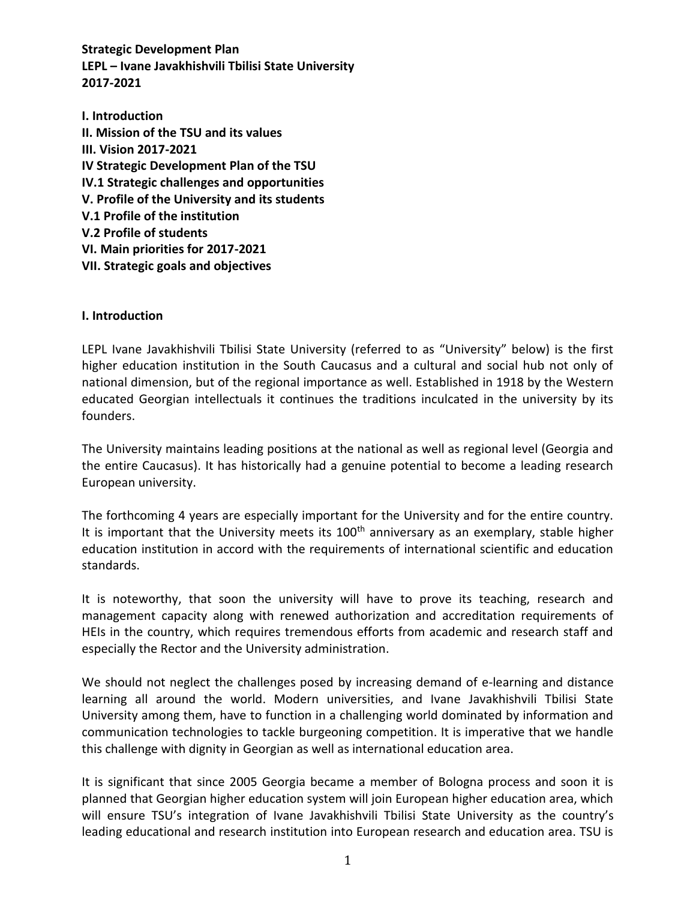**Strategic Development Plan**
**LEPL – Ivane Javakhishvili Tbilisi State University**
**2017-2021**

**I. Introduction**
**II. Mission of the TSU and its values**
**III. Vision 2017-2021**
**IV Strategic Development Plan of the TSU**
**IV.1 Strategic challenges and opportunities**
**V. Profile of the University and its students**
**V.1 Profile of the institution**
**V.2 Profile of students**
**VI. Main priorities for 2017-2021**
**VII. Strategic goals and objectives**

## I. Introduction

LEPL Ivane Javakhishvili Tbilisi State University (referred to as "University" below) is the first higher education institution in the South Caucasus and a cultural and social hub not only of national dimension, but of the regional importance as well. Established in 1918 by the Western educated Georgian intellectuals it continues the traditions inculcated in the university by its founders.

The University maintains leading positions at the national as well as regional level (Georgia and the entire Caucasus). It has historically had a genuine potential to become a leading research European university.

The forthcoming 4 years are especially important for the University and for the entire country. It is important that the University meets its 100th anniversary as an exemplary, stable higher education institution in accord with the requirements of international scientific and education standards.

It is noteworthy, that soon the university will have to prove its teaching, research and management capacity along with renewed authorization and accreditation requirements of HEIs in the country, which requires tremendous efforts from academic and research staff and especially the Rector and the University administration.

We should not neglect the challenges posed by increasing demand of e-learning and distance learning all around the world. Modern universities, and Ivane Javakhishvili Tbilisi State University among them, have to function in a challenging world dominated by information and communication technologies to tackle burgeoning competition. It is imperative that we handle this challenge with dignity in Georgian as well as international education area.

It is significant that since 2005 Georgia became a member of Bologna process and soon it is planned that Georgian higher education system will join European higher education area, which will ensure TSU's integration of Ivane Javakhishvili Tbilisi State University as the country's leading educational and research institution into European research and education area. TSU is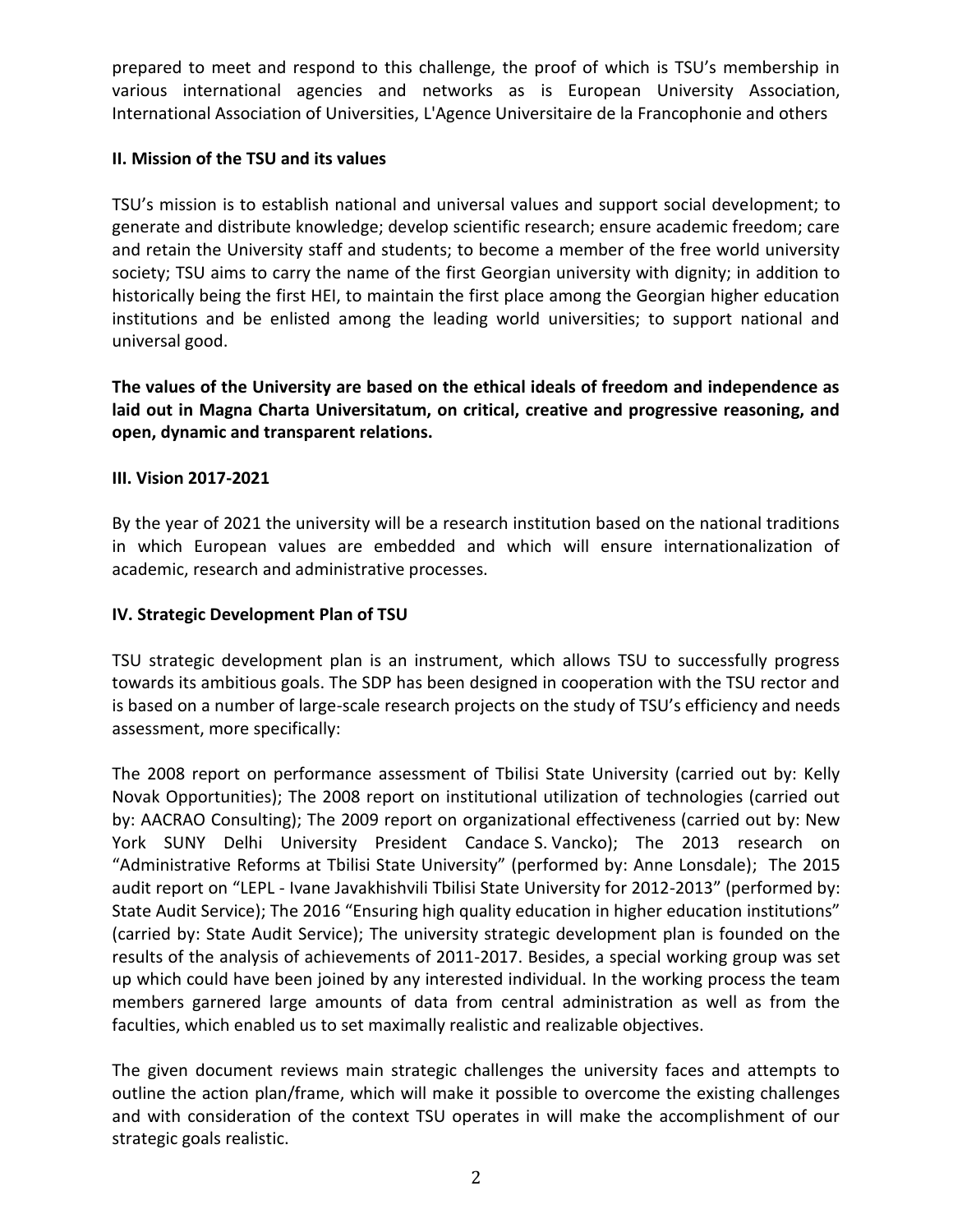prepared to meet and respond to this challenge, the proof of which is TSU's membership in various international agencies and networks as is European University Association, International Association of Universities, L'Agence Universitaire de la Francophonie and others

## II. Mission of the TSU and its values

TSU's mission is to establish national and universal values and support social development; to generate and distribute knowledge; develop scientific research; ensure academic freedom; care and retain the University staff and students; to become a member of the free world university society; TSU aims to carry the name of the first Georgian university with dignity; in addition to historically being the first HEI, to maintain the first place among the Georgian higher education institutions and be enlisted among the leading world universities; to support national and universal good.

**The values of the University are based on the ethical ideals of freedom and independence as laid out in Magna Charta Universitatum, on critical, creative and progressive reasoning, and open, dynamic and transparent relations.**

## III. Vision 2017-2021

By the year of 2021 the university will be a research institution based on the national traditions in which European values are embedded and which will ensure internationalization of academic, research and administrative processes.

## IV. Strategic Development Plan of TSU

TSU strategic development plan is an instrument, which allows TSU to successfully progress towards its ambitious goals. The SDP has been designed in cooperation with the TSU rector and is based on a number of large-scale research projects on the study of TSU's efficiency and needs assessment, more specifically:

The 2008 report on performance assessment of Tbilisi State University (carried out by: Kelly Novak Opportunities); The 2008 report on institutional utilization of technologies (carried out by: AACRAO Consulting); The 2009 report on organizational effectiveness (carried out by: New York SUNY Delhi University President Candace S. Vancko); The 2013 research on "Administrative Reforms at Tbilisi State University" (performed by: Anne Lonsdale); The 2015 audit report on "LEPL - Ivane Javakhishvili Tbilisi State University for 2012-2013" (performed by: State Audit Service); The 2016 "Ensuring high quality education in higher education institutions" (carried by: State Audit Service); The university strategic development plan is founded on the results of the analysis of achievements of 2011-2017. Besides, a special working group was set up which could have been joined by any interested individual. In the working process the team members garnered large amounts of data from central administration as well as from the faculties, which enabled us to set maximally realistic and realizable objectives.

The given document reviews main strategic challenges the university faces and attempts to outline the action plan/frame, which will make it possible to overcome the existing challenges and with consideration of the context TSU operates in will make the accomplishment of our strategic goals realistic.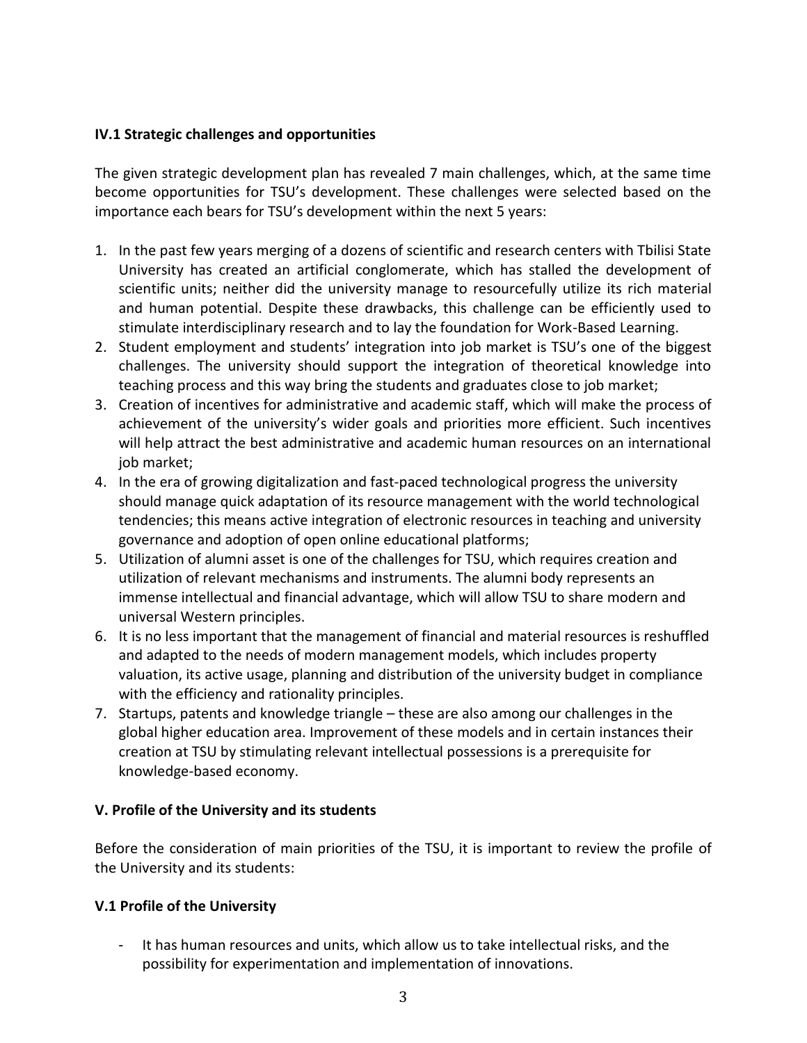### IV.1 Strategic challenges and opportunities

The given strategic development plan has revealed 7 main challenges, which, at the same time become opportunities for TSU's development. These challenges were selected based on the importance each bears for TSU's development within the next 5 years:

1. In the past few years merging of a dozens of scientific and research centers with Tbilisi State University has created an artificial conglomerate, which has stalled the development of scientific units; neither did the university manage to resourcefully utilize its rich material and human potential. Despite these drawbacks, this challenge can be efficiently used to stimulate interdisciplinary research and to lay the foundation for Work-Based Learning.
2. Student employment and students' integration into job market is TSU's one of the biggest challenges. The university should support the integration of theoretical knowledge into teaching process and this way bring the students and graduates close to job market;
3. Creation of incentives for administrative and academic staff, which will make the process of achievement of the university's wider goals and priorities more efficient. Such incentives will help attract the best administrative and academic human resources on an international job market;
4. In the era of growing digitalization and fast-paced technological progress the university should manage quick adaptation of its resource management with the world technological tendencies; this means active integration of electronic resources in teaching and university governance and adoption of open online educational platforms;
5. Utilization of alumni asset is one of the challenges for TSU, which requires creation and utilization of relevant mechanisms and instruments. The alumni body represents an immense intellectual and financial advantage, which will allow TSU to share modern and universal Western principles.
6. It is no less important that the management of financial and material resources is reshuffled and adapted to the needs of modern management models, which includes property valuation, its active usage, planning and distribution of the university budget in compliance with the efficiency and rationality principles.
7. Startups, patents and knowledge triangle – these are also among our challenges in the global higher education area. Improvement of these models and in certain instances their creation at TSU by stimulating relevant intellectual possessions is a prerequisite for knowledge-based economy.

## V. Profile of the University and its students

Before the consideration of main priorities of the TSU, it is important to review the profile of the University and its students:

### V.1 Profile of the University

- It has human resources and units, which allow us to take intellectual risks, and the possibility for experimentation and implementation of innovations.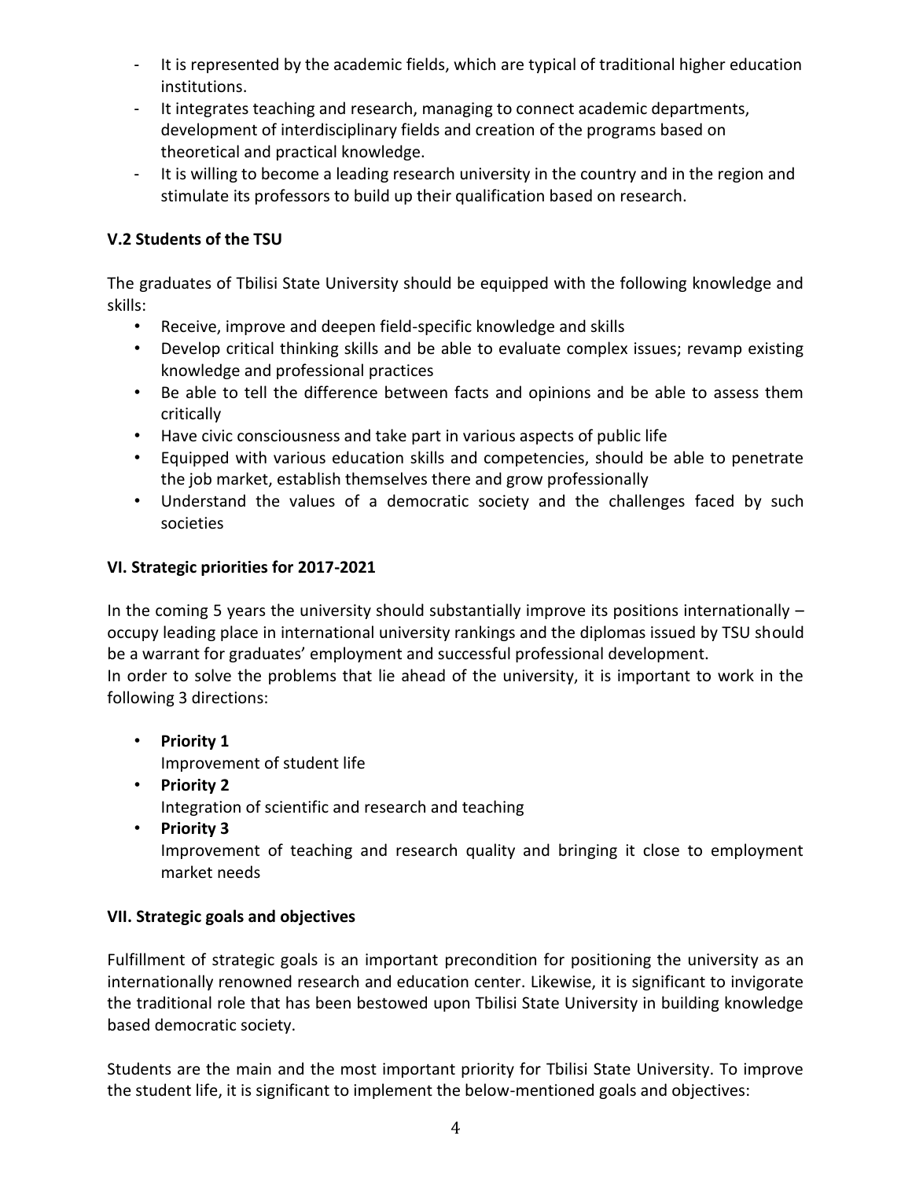- It is represented by the academic fields, which are typical of traditional higher education institutions.
- It integrates teaching and research, managing to connect academic departments, development of interdisciplinary fields and creation of the programs based on theoretical and practical knowledge.
- It is willing to become a leading research university in the country and in the region and stimulate its professors to build up their qualification based on research.

### V.2 Students of the TSU

The graduates of Tbilisi State University should be equipped with the following knowledge and skills:

- Receive, improve and deepen field-specific knowledge and skills
- Develop critical thinking skills and be able to evaluate complex issues; revamp existing knowledge and professional practices
- Be able to tell the difference between facts and opinions and be able to assess them critically
- Have civic consciousness and take part in various aspects of public life
- Equipped with various education skills and competencies, should be able to penetrate the job market, establish themselves there and grow professionally
- Understand the values of a democratic society and the challenges faced by such societies

## VI. Strategic priorities for 2017-2021

In the coming 5 years the university should substantially improve its positions internationally – occupy leading place in international university rankings and the diplomas issued by TSU should be a warrant for graduates' employment and successful professional development.
In order to solve the problems that lie ahead of the university, it is important to work in the following 3 directions:

- **Priority 1**
  Improvement of student life
- **Priority 2**
  Integration of scientific and research and teaching
- **Priority 3**
  Improvement of teaching and research quality and bringing it close to employment market needs

## VII. Strategic goals and objectives

Fulfillment of strategic goals is an important precondition for positioning the university as an internationally renowned research and education center. Likewise, it is significant to invigorate the traditional role that has been bestowed upon Tbilisi State University in building knowledge based democratic society.

Students are the main and the most important priority for Tbilisi State University. To improve the student life, it is significant to implement the below-mentioned goals and objectives: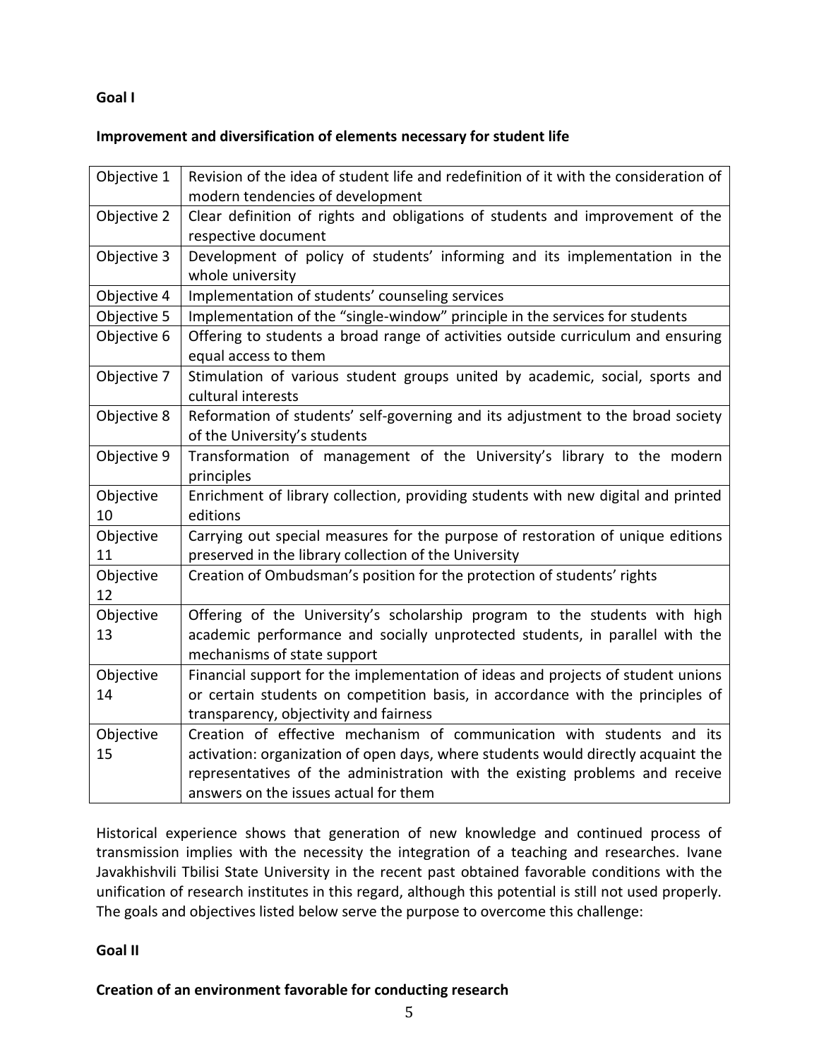**Goal I**

**Improvement and diversification of elements necessary for student life**

| | |
|---|---|
| Objective 1 | Revision of the idea of student life and redefinition of it with the consideration of modern tendencies of development |
| Objective 2 | Clear definition of rights and obligations of students and improvement of the respective document |
| Objective 3 | Development of policy of students' informing and its implementation in the whole university |
| Objective 4 | Implementation of students' counseling services |
| Objective 5 | Implementation of the "single-window" principle in the services for students |
| Objective 6 | Offering to students a broad range of activities outside curriculum and ensuring equal access to them |
| Objective 7 | Stimulation of various student groups united by academic, social, sports and cultural interests |
| Objective 8 | Reformation of students' self-governing and its adjustment to the broad society of the University's students |
| Objective 9 | Transformation of management of the University's library to the modern principles |
| Objective 10 | Enrichment of library collection, providing students with new digital and printed editions |
| Objective 11 | Carrying out special measures for the purpose of restoration of unique editions preserved in the library collection of the University |
| Objective 12 | Creation of Ombudsman's position for the protection of students' rights |
| Objective 13 | Offering of the University's scholarship program to the students with high academic performance and socially unprotected students, in parallel with the mechanisms of state support |
| Objective 14 | Financial support for the implementation of ideas and projects of student unions or certain students on competition basis, in accordance with the principles of transparency, objectivity and fairness |
| Objective 15 | Creation of effective mechanism of communication with students and its activation: organization of open days, where students would directly acquaint the representatives of the administration with the existing problems and receive answers on the issues actual for them |

Historical experience shows that generation of new knowledge and continued process of transmission implies with the necessity the integration of a teaching and researches. Ivane Javakhishvili Tbilisi State University in the recent past obtained favorable conditions with the unification of research institutes in this regard, although this potential is still not used properly. The goals and objectives listed below serve the purpose to overcome this challenge:

**Goal II**

**Creation of an environment favorable for conducting research**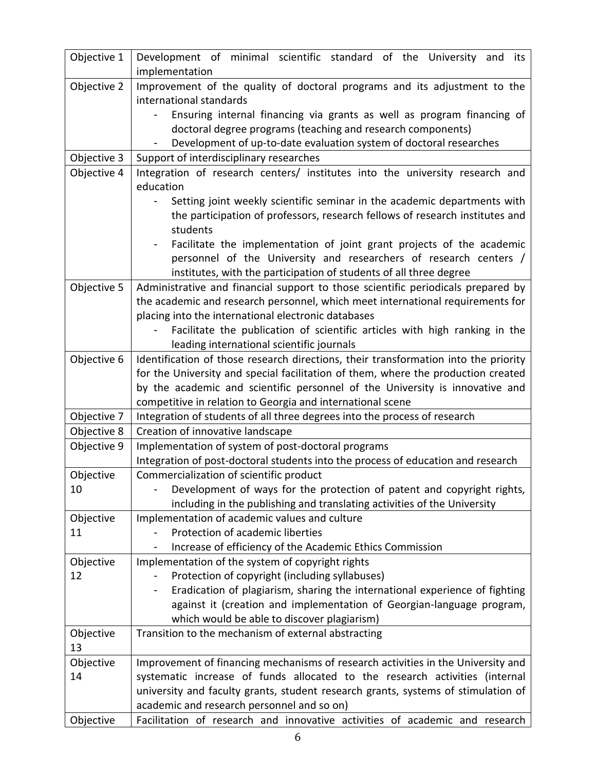| | |
|---|---|
| Objective 1 | Development of minimal scientific standard of the University and its implementation |
| Objective 2 | Improvement of the quality of doctoral programs and its adjustment to the international standards<br>- Ensuring internal financing via grants as well as program financing of doctoral degree programs (teaching and research components)<br>- Development of up-to-date evaluation system of doctoral researches |
| Objective 3 | Support of interdisciplinary researches |
| Objective 4 | Integration of research centers/ institutes into the university research and education<br>- Setting joint weekly scientific seminar in the academic departments with the participation of professors, research fellows of research institutes and students<br>- Facilitate the implementation of joint grant projects of the academic personnel of the University and researchers of research centers / institutes, with the participation of students of all three degree |
| Objective 5 | Administrative and financial support to those scientific periodicals prepared by the academic and research personnel, which meet international requirements for placing into the international electronic databases<br>- Facilitate the publication of scientific articles with high ranking in the leading international scientific journals |
| Objective 6 | Identification of those research directions, their transformation into the priority for the University and special facilitation of them, where the production created by the academic and scientific personnel of the University is innovative and competitive in relation to Georgia and international scene |
| Objective 7 | Integration of students of all three degrees into the process of research |
| Objective 8 | Creation of innovative landscape |
| Objective 9 | Implementation of system of post-doctoral programs<br>Integration of post-doctoral students into the process of education and research |
| Objective 10 | Commercialization of scientific product<br>- Development of ways for the protection of patent and copyright rights, including in the publishing and translating activities of the University |
| Objective 11 | Implementation of academic values and culture<br>- Protection of academic liberties<br>- Increase of efficiency of the Academic Ethics Commission |
| Objective 12 | Implementation of the system of copyright rights<br>- Protection of copyright (including syllabuses)<br>- Eradication of plagiarism, sharing the international experience of fighting against it (creation and implementation of Georgian-language program, which would be able to discover plagiarism) |
| Objective 13 | Transition to the mechanism of external abstracting |
| Objective 14 | Improvement of financing mechanisms of research activities in the University and systematic increase of funds allocated to the research activities (internal university and faculty grants, student research grants, systems of stimulation of academic and research personnel and so on) |
| Objective | Facilitation of research and innovative activities of academic and research |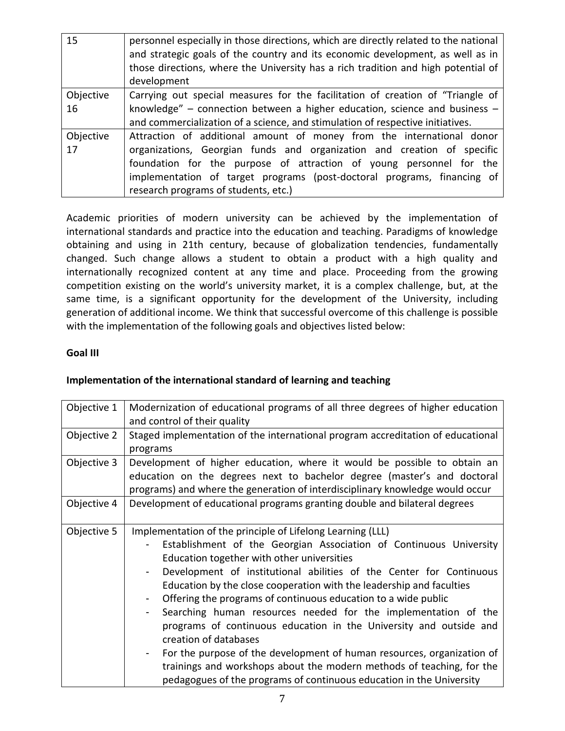| | |
|---|---|
| 15 | personnel especially in those directions, which are directly related to the national and strategic goals of the country and its economic development, as well as in those directions, where the University has a rich tradition and high potential of development |
| Objective 16 | Carrying out special measures for the facilitation of creation of "Triangle of knowledge" – connection between a higher education, science and business – and commercialization of a science, and stimulation of respective initiatives. |
| Objective 17 | Attraction of additional amount of money from the international donor organizations, Georgian funds and organization and creation of specific foundation for the purpose of attraction of young personnel for the implementation of target programs (post-doctoral programs, financing of research programs of students, etc.) |

Academic priorities of modern university can be achieved by the implementation of international standards and practice into the education and teaching. Paradigms of knowledge obtaining and using in 21th century, because of globalization tendencies, fundamentally changed. Such change allows a student to obtain a product with a high quality and internationally recognized content at any time and place. Proceeding from the growing competition existing on the world's university market, it is a complex challenge, but, at the same time, is a significant opportunity for the development of the University, including generation of additional income. We think that successful overcome of this challenge is possible with the implementation of the following goals and objectives listed below:

**Goal III**

**Implementation of the international standard of learning and teaching**

| | |
|---|---|
| Objective 1 | Modernization of educational programs of all three degrees of higher education and control of their quality |
| Objective 2 | Staged implementation of the international program accreditation of educational programs |
| Objective 3 | Development of higher education, where it would be possible to obtain an education on the degrees next to bachelor degree (master's and doctoral programs) and where the generation of interdisciplinary knowledge would occur |
| Objective 4 | Development of educational programs granting double and bilateral degrees |
| Objective 5 | Implementation of the principle of Lifelong Learning (LLL)<br>- Establishment of the Georgian Association of Continuous University Education together with other universities<br>- Development of institutional abilities of the Center for Continuous Education by the close cooperation with the leadership and faculties<br>- Offering the programs of continuous education to a wide public<br>- Searching human resources needed for the implementation of the programs of continuous education in the University and outside and creation of databases<br>- For the purpose of the development of human resources, organization of trainings and workshops about the modern methods of teaching, for the pedagogues of the programs of continuous education in the University |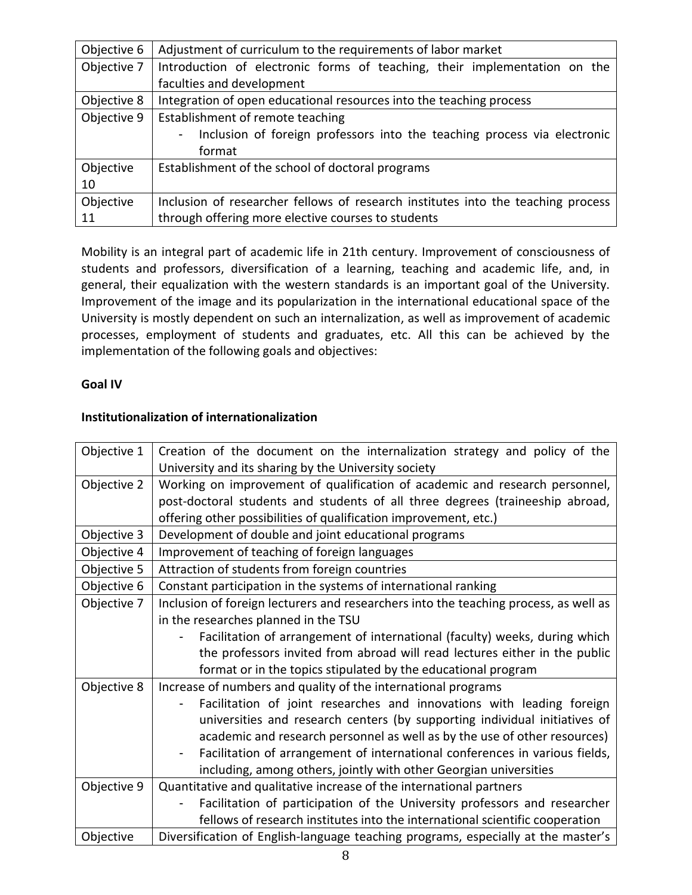| | |
|---|---|
| Objective 6 | Adjustment of curriculum to the requirements of labor market |
| Objective 7 | Introduction of electronic forms of teaching, their implementation on the faculties and development |
| Objective 8 | Integration of open educational resources into the teaching process |
| Objective 9 | Establishment of remote teaching<br>- Inclusion of foreign professors into the teaching process via electronic format |
| Objective 10 | Establishment of the school of doctoral programs |
| Objective 11 | Inclusion of researcher fellows of research institutes into the teaching process through offering more elective courses to students |

Mobility is an integral part of academic life in 21th century. Improvement of consciousness of students and professors, diversification of a learning, teaching and academic life, and, in general, their equalization with the western standards is an important goal of the University. Improvement of the image and its popularization in the international educational space of the University is mostly dependent on such an internalization, as well as improvement of academic processes, employment of students and graduates, etc. All this can be achieved by the implementation of the following goals and objectives:

**Goal IV**

**Institutionalization of internationalization**

| | |
|---|---|
| Objective 1 | Creation of the document on the internalization strategy and policy of the University and its sharing by the University society |
| Objective 2 | Working on improvement of qualification of academic and research personnel, post-doctoral students and students of all three degrees (traineeship abroad, offering other possibilities of qualification improvement, etc.) |
| Objective 3 | Development of double and joint educational programs |
| Objective 4 | Improvement of teaching of foreign languages |
| Objective 5 | Attraction of students from foreign countries |
| Objective 6 | Constant participation in the systems of international ranking |
| Objective 7 | Inclusion of foreign lecturers and researchers into the teaching process, as well as in the researches planned in the TSU<br>- Facilitation of arrangement of international (faculty) weeks, during which the professors invited from abroad will read lectures either in the public format or in the topics stipulated by the educational program |
| Objective 8 | Increase of numbers and quality of the international programs<br>- Facilitation of joint researches and innovations with leading foreign universities and research centers (by supporting individual initiatives of academic and research personnel as well as by the use of other resources)<br>- Facilitation of arrangement of international conferences in various fields, including, among others, jointly with other Georgian universities |
| Objective 9 | Quantitative and qualitative increase of the international partners<br>- Facilitation of participation of the University professors and researcher fellows of research institutes into the international scientific cooperation |
| Objective | Diversification of English-language teaching programs, especially at the master's |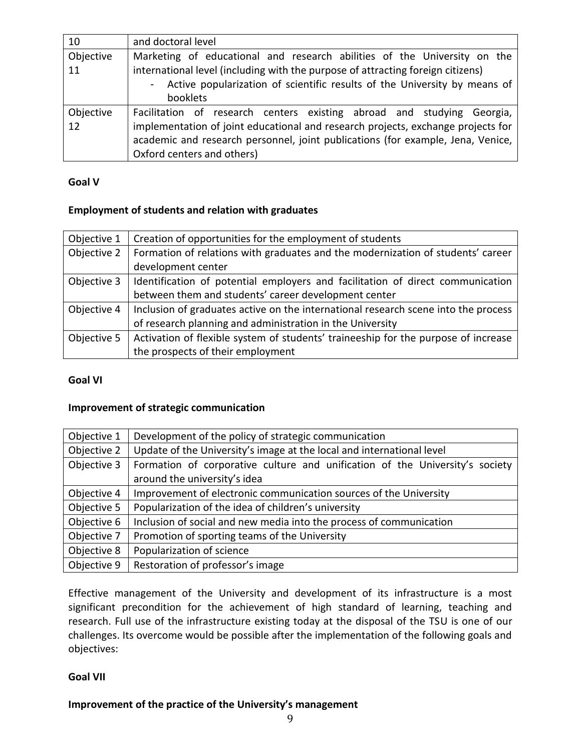| 10 | and doctoral level |
|---|---|
| Objective 11 | Marketing of educational and research abilities of the University on the international level (including with the purpose of attracting foreign citizens)<br>- Active popularization of scientific results of the University by means of booklets |
| Objective 12 | Facilitation of research centers existing abroad and studying Georgia, implementation of joint educational and research projects, exchange projects for academic and research personnel, joint publications (for example, Jena, Venice, Oxford centers and others) |

**Goal V**

**Employment of students and relation with graduates**

| Objective 1 | Creation of opportunities for the employment of students |
|---|---|
| Objective 2 | Formation of relations with graduates and the modernization of students' career development center |
| Objective 3 | Identification of potential employers and facilitation of direct communication between them and students' career development center |
| Objective 4 | Inclusion of graduates active on the international research scene into the process of research planning and administration in the University |
| Objective 5 | Activation of flexible system of students' traineeship for the purpose of increase the prospects of their employment |

**Goal VI**

**Improvement of strategic communication**

| Objective 1 | Development of the policy of strategic communication |
|---|---|
| Objective 2 | Update of the University's image at the local and international level |
| Objective 3 | Formation of corporative culture and unification of the University's society around the university's idea |
| Objective 4 | Improvement of electronic communication sources of the University |
| Objective 5 | Popularization of the idea of children's university |
| Objective 6 | Inclusion of social and new media into the process of communication |
| Objective 7 | Promotion of sporting teams of the University |
| Objective 8 | Popularization of science |
| Objective 9 | Restoration of professor's image |

Effective management of the University and development of its infrastructure is a most significant precondition for the achievement of high standard of learning, teaching and research. Full use of the infrastructure existing today at the disposal of the TSU is one of our challenges. Its overcome would be possible after the implementation of the following goals and objectives:

**Goal VII**

**Improvement of the practice of the University's management**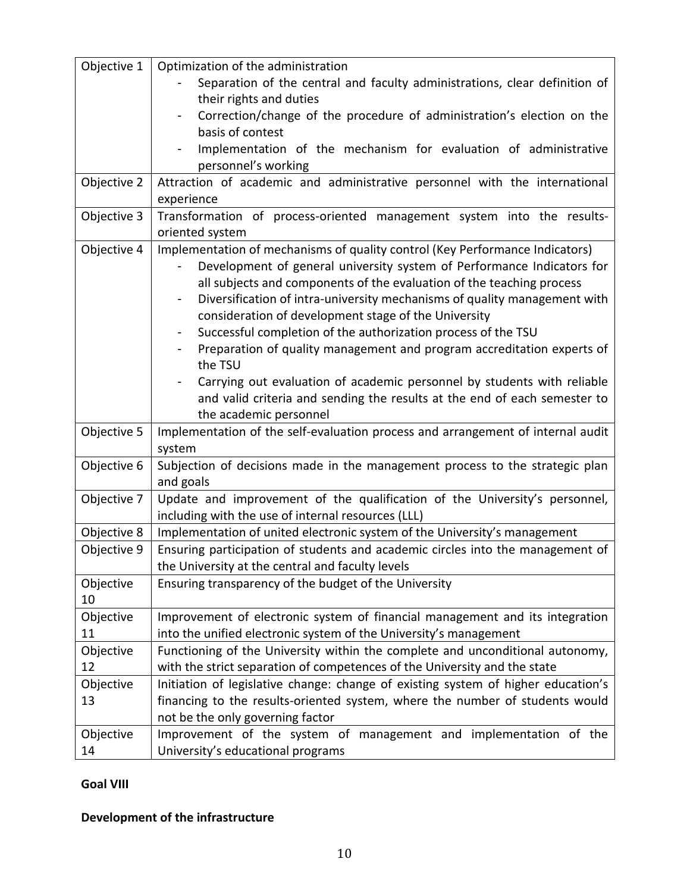| Objective 1 | Optimization of the administration<br>- Separation of the central and faculty administrations, clear definition of their rights and duties<br>- Correction/change of the procedure of administration's election on the basis of contest<br>- Implementation of the mechanism for evaluation of administrative personnel's working |
|---|---|
| Objective 2 | Attraction of academic and administrative personnel with the international experience |
| Objective 3 | Transformation of process-oriented management system into the results-oriented system |
| Objective 4 | Implementation of mechanisms of quality control (Key Performance Indicators)<br>- Development of general university system of Performance Indicators for all subjects and components of the evaluation of the teaching process<br>- Diversification of intra-university mechanisms of quality management with consideration of development stage of the University<br>- Successful completion of the authorization process of the TSU<br>- Preparation of quality management and program accreditation experts of the TSU<br>- Carrying out evaluation of academic personnel by students with reliable and valid criteria and sending the results at the end of each semester to the academic personnel |
| Objective 5 | Implementation of the self-evaluation process and arrangement of internal audit system |
| Objective 6 | Subjection of decisions made in the management process to the strategic plan and goals |
| Objective 7 | Update and improvement of the qualification of the University's personnel, including with the use of internal resources (LLL) |
| Objective 8 | Implementation of united electronic system of the University's management |
| Objective 9 | Ensuring participation of students and academic circles into the management of the University at the central and faculty levels |
| Objective 10 | Ensuring transparency of the budget of the University |
| Objective 11 | Improvement of electronic system of financial management and its integration into the unified electronic system of the University's management |
| Objective 12 | Functioning of the University within the complete and unconditional autonomy, with the strict separation of competences of the University and the state |
| Objective 13 | Initiation of legislative change: change of existing system of higher education's financing to the results-oriented system, where the number of students would not be the only governing factor |
| Objective 14 | Improvement of the system of management and implementation of the University's educational programs |

**Goal VIII**

**Development of the infrastructure**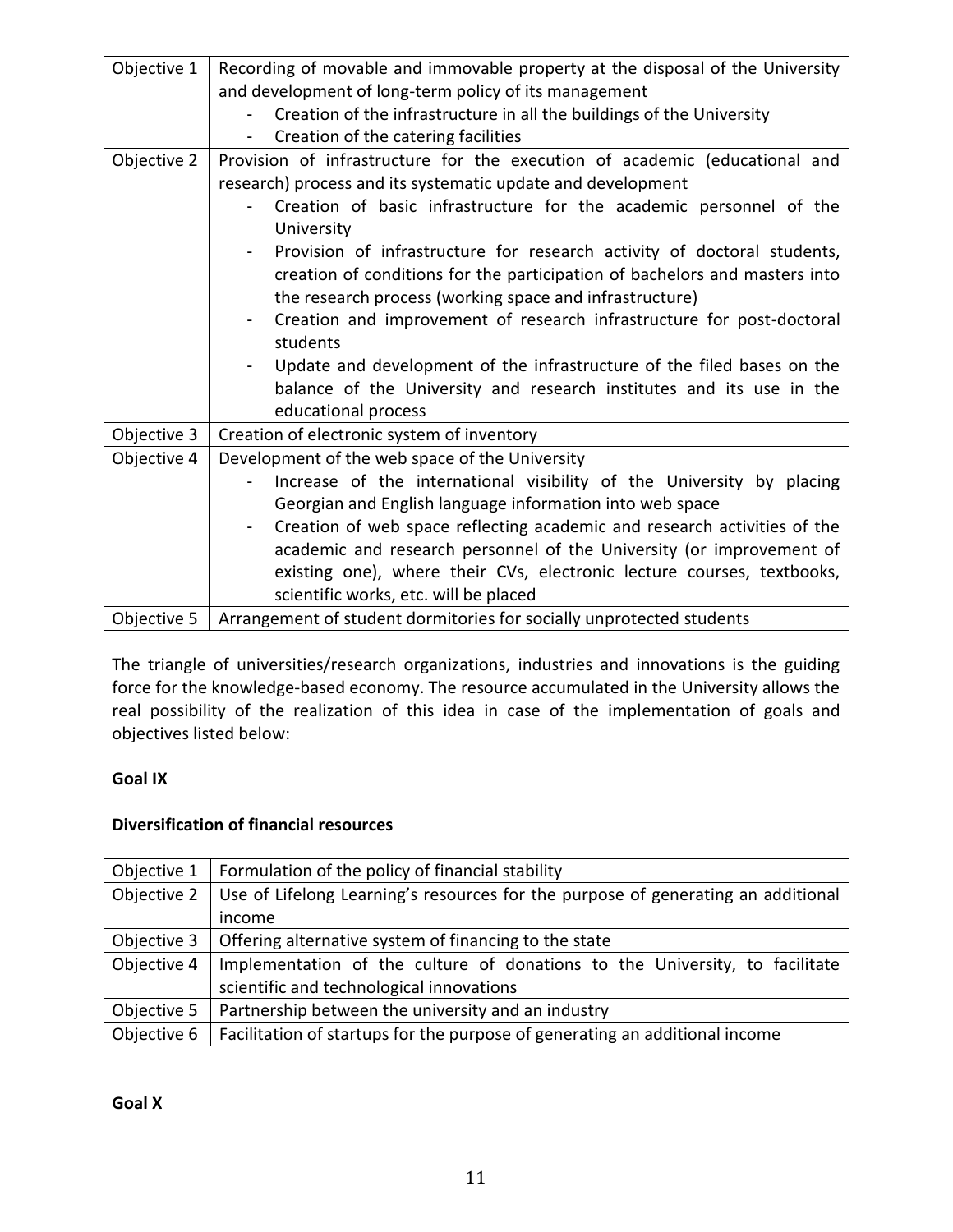| | |
|---|---|
| Objective 1 | Recording of movable and immovable property at the disposal of the University and development of long-term policy of its management<br>- Creation of the infrastructure in all the buildings of the University<br>- Creation of the catering facilities |
| Objective 2 | Provision of infrastructure for the execution of academic (educational and research) process and its systematic update and development<br>- Creation of basic infrastructure for the academic personnel of the University<br>- Provision of infrastructure for research activity of doctoral students, creation of conditions for the participation of bachelors and masters into the research process (working space and infrastructure)<br>- Creation and improvement of research infrastructure for post-doctoral students<br>- Update and development of the infrastructure of the filed bases on the balance of the University and research institutes and its use in the educational process |
| Objective 3 | Creation of electronic system of inventory |
| Objective 4 | Development of the web space of the University<br>- Increase of the international visibility of the University by placing Georgian and English language information into web space<br>- Creation of web space reflecting academic and research activities of the academic and research personnel of the University (or improvement of existing one), where their CVs, electronic lecture courses, textbooks, scientific works, etc. will be placed |
| Objective 5 | Arrangement of student dormitories for socially unprotected students |

The triangle of universities/research organizations, industries and innovations is the guiding force for the knowledge-based economy. The resource accumulated in the University allows the real possibility of the realization of this idea in case of the implementation of goals and objectives listed below:

**Goal IX**

**Diversification of financial resources**

| | |
|---|---|
| Objective 1 | Formulation of the policy of financial stability |
| Objective 2 | Use of Lifelong Learning's resources for the purpose of generating an additional income |
| Objective 3 | Offering alternative system of financing to the state |
| Objective 4 | Implementation of the culture of donations to the University, to facilitate scientific and technological innovations |
| Objective 5 | Partnership between the university and an industry |
| Objective 6 | Facilitation of startups for the purpose of generating an additional income |

**Goal X**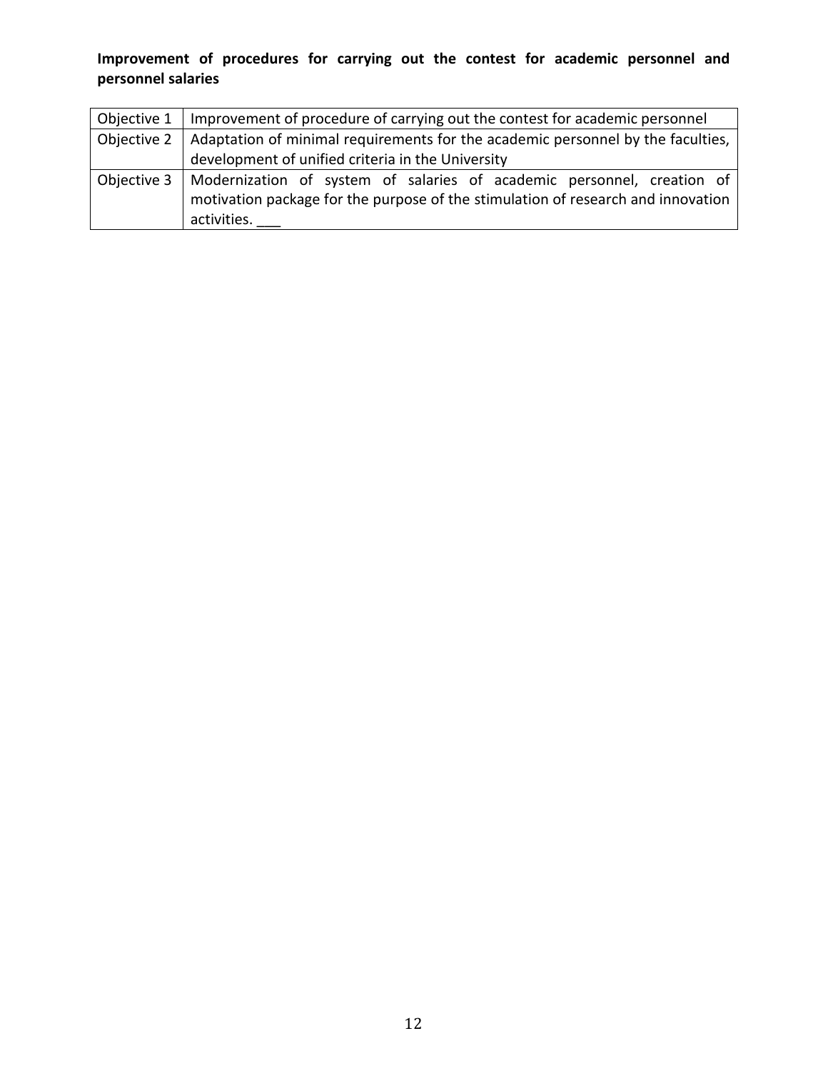**Improvement of procedures for carrying out the contest for academic personnel and personnel salaries**

| | |
|---|---|
| Objective 1 | Improvement of procedure of carrying out the contest for academic personnel |
| Objective 2 | Adaptation of minimal requirements for the academic personnel by the faculties, development of unified criteria in the University |
| Objective 3 | Modernization of system of salaries of academic personnel, creation of motivation package for the purpose of the stimulation of research and innovation activities. ___ |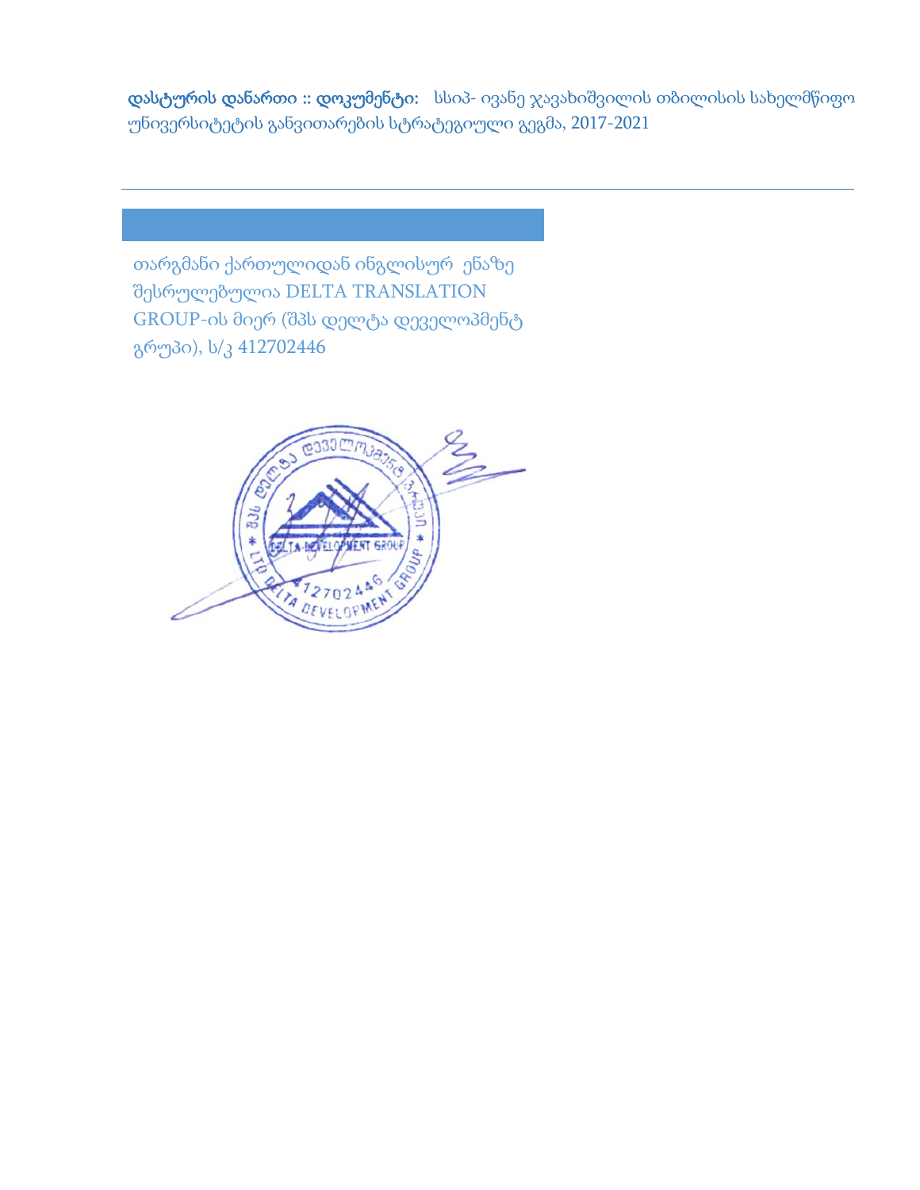**დასტურის დანართი :: დოკუმენტი:** სსიპ- ივანე ჯავახიშვილის თბილისის სახელმწიფო უნივერსიტეტის განვითარების სტრატეგიული გეგმა, 2017-2021

---

თარგმანი ქართულიდან ინგლისურ ენაზე შესრულებულია DELTA TRANSLATION GROUP-ის მიერ (შპს დელტა დეველოპმენტ გრუპი), ს/კ 412702446